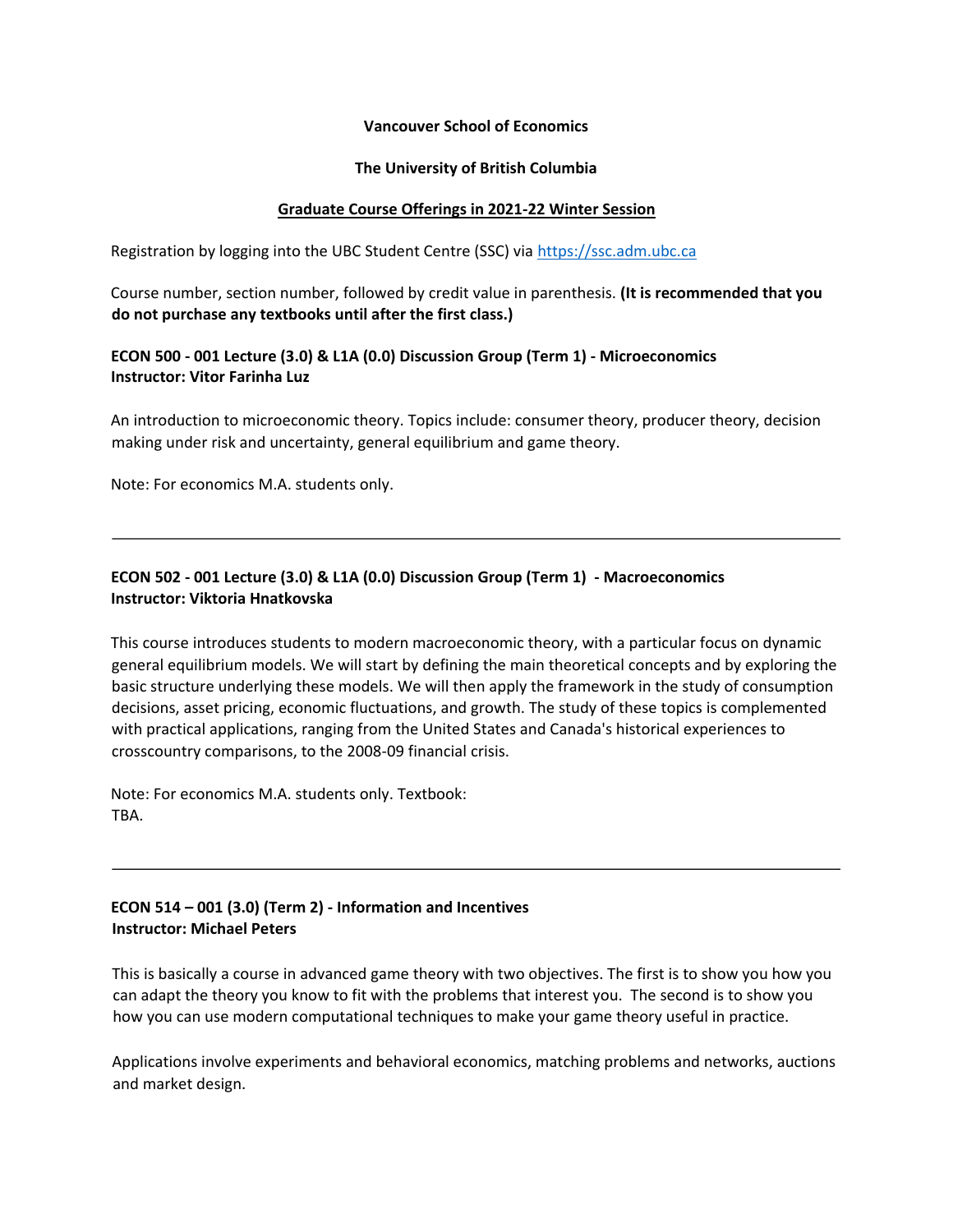**Vancouver School of Economics**

**The University of British Columbia**

**Graduate Course Offerings in 2021-22 Winter Session**

Registration by logging into the UBC Student Centre (SSC) via https://ssc.adm.ubc.ca

Course number, section number, followed by credit value in parenthesis. **(It is recommended that you do not purchase any textbooks until after the first class.)**

**ECON 500 - 001 Lecture (3.0) & L1A (0.0) Discussion Group (Term 1) - Microeconomics**
**Instructor: Vitor Farinha Luz**

An introduction to microeconomic theory. Topics include: consumer theory, producer theory, decision making under risk and uncertainty, general equilibrium and game theory.

Note: For economics M.A. students only.

---

**ECON 502 - 001 Lecture (3.0) & L1A (0.0) Discussion Group (Term 1) - Macroeconomics**
**Instructor: Viktoria Hnatkovska**

This course introduces students to modern macroeconomic theory, with a particular focus on dynamic general equilibrium models. We will start by defining the main theoretical concepts and by exploring the basic structure underlying these models. We will then apply the framework in the study of consumption decisions, asset pricing, economic fluctuations, and growth. The study of these topics is complemented with practical applications, ranging from the United States and Canada's historical experiences to crosscountry comparisons, to the 2008-09 financial crisis.

Note: For economics M.A. students only. Textbook: TBA.

---

**ECON 514 – 001 (3.0) (Term 2) - Information and Incentives**
**Instructor: Michael Peters**

This is basically a course in advanced game theory with two objectives. The first is to show you how you can adapt the theory you know to fit with the problems that interest you. The second is to show you how you can use modern computational techniques to make your game theory useful in practice.

Applications involve experiments and behavioral economics, matching problems and networks, auctions and market design.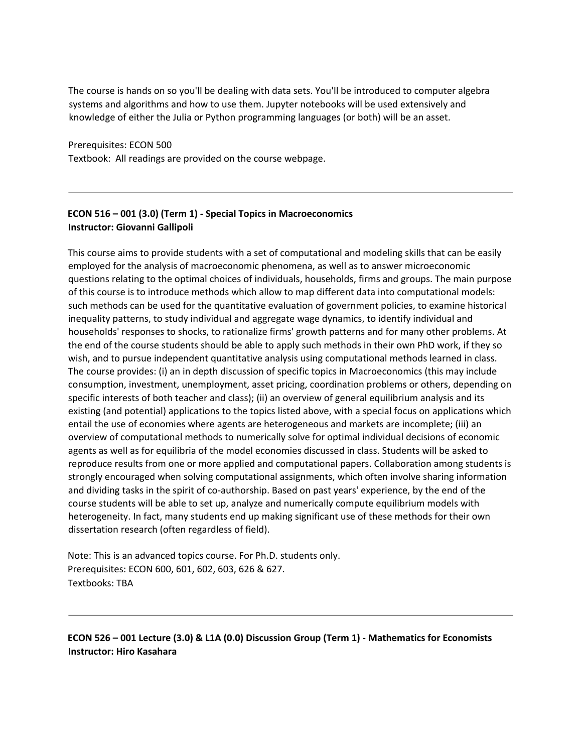The course is hands on so you'll be dealing with data sets. You'll be introduced to computer algebra systems and algorithms and how to use them. Jupyter notebooks will be used extensively and knowledge of either the Julia or Python programming languages (or both) will be an asset.

Prerequisites: ECON 500
Textbook: All readings are provided on the course webpage.

---

**ECON 516 – 001 (3.0) (Term 1) - Special Topics in Macroeconomics**
**Instructor: Giovanni Gallipoli**

This course aims to provide students with a set of computational and modeling skills that can be easily employed for the analysis of macroeconomic phenomena, as well as to answer microeconomic questions relating to the optimal choices of individuals, households, firms and groups. The main purpose of this course is to introduce methods which allow to map different data into computational models: such methods can be used for the quantitative evaluation of government policies, to examine historical inequality patterns, to study individual and aggregate wage dynamics, to identify individual and households' responses to shocks, to rationalize firms' growth patterns and for many other problems. At the end of the course students should be able to apply such methods in their own PhD work, if they so wish, and to pursue independent quantitative analysis using computational methods learned in class. The course provides: (i) an in depth discussion of specific topics in Macroeconomics (this may include consumption, investment, unemployment, asset pricing, coordination problems or others, depending on specific interests of both teacher and class); (ii) an overview of general equilibrium analysis and its existing (and potential) applications to the topics listed above, with a special focus on applications which entail the use of economies where agents are heterogeneous and markets are incomplete; (iii) an overview of computational methods to numerically solve for optimal individual decisions of economic agents as well as for equilibria of the model economies discussed in class. Students will be asked to reproduce results from one or more applied and computational papers. Collaboration among students is strongly encouraged when solving computational assignments, which often involve sharing information and dividing tasks in the spirit of co-authorship. Based on past years' experience, by the end of the course students will be able to set up, analyze and numerically compute equilibrium models with heterogeneity. In fact, many students end up making significant use of these methods for their own dissertation research (often regardless of field).

Note: This is an advanced topics course. For Ph.D. students only.
Prerequisites: ECON 600, 601, 602, 603, 626 & 627.
Textbooks: TBA

---

**ECON 526 – 001 Lecture (3.0) & L1A (0.0) Discussion Group (Term 1) - Mathematics for Economists**
**Instructor: Hiro Kasahara**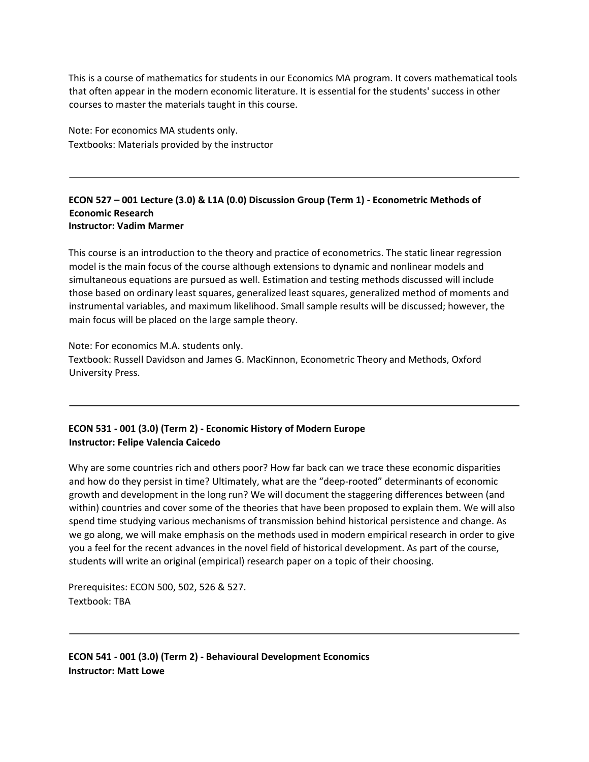This is a course of mathematics for students in our Economics MA program. It covers mathematical tools that often appear in the modern economic literature. It is essential for the students' success in other courses to master the materials taught in this course.

Note: For economics MA students only.
Textbooks: Materials provided by the instructor

---

**ECON 527 – 001 Lecture (3.0) & L1A (0.0) Discussion Group (Term 1) - Econometric Methods of Economic Research**
**Instructor: Vadim Marmer**

This course is an introduction to the theory and practice of econometrics. The static linear regression model is the main focus of the course although extensions to dynamic and nonlinear models and simultaneous equations are pursued as well. Estimation and testing methods discussed will include those based on ordinary least squares, generalized least squares, generalized method of moments and instrumental variables, and maximum likelihood. Small sample results will be discussed; however, the main focus will be placed on the large sample theory.

Note: For economics M.A. students only.
Textbook: Russell Davidson and James G. MacKinnon, Econometric Theory and Methods, Oxford University Press.

---

**ECON 531 - 001 (3.0) (Term 2) - Economic History of Modern Europe**
**Instructor: Felipe Valencia Caicedo**

Why are some countries rich and others poor? How far back can we trace these economic disparities and how do they persist in time? Ultimately, what are the "deep-rooted" determinants of economic growth and development in the long run? We will document the staggering differences between (and within) countries and cover some of the theories that have been proposed to explain them. We will also spend time studying various mechanisms of transmission behind historical persistence and change. As we go along, we will make emphasis on the methods used in modern empirical research in order to give you a feel for the recent advances in the novel field of historical development. As part of the course, students will write an original (empirical) research paper on a topic of their choosing.

Prerequisites: ECON 500, 502, 526 & 527.
Textbook: TBA

---

**ECON 541 - 001 (3.0) (Term 2) - Behavioural Development Economics**
**Instructor: Matt Lowe**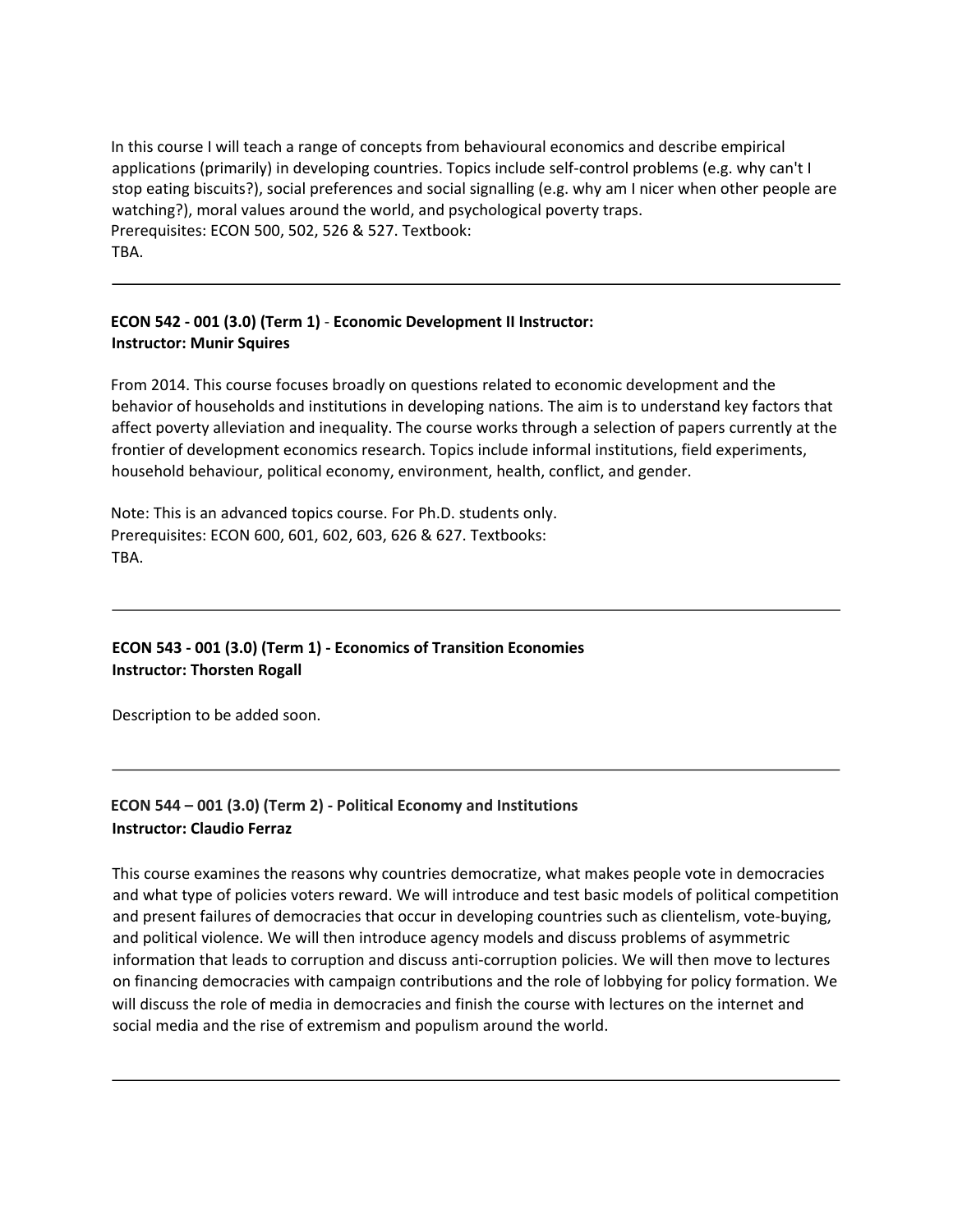In this course I will teach a range of concepts from behavioural economics and describe empirical applications (primarily) in developing countries. Topics include self-control problems (e.g. why can't I stop eating biscuits?), social preferences and social signalling (e.g. why am I nicer when other people are watching?), moral values around the world, and psychological poverty traps.
Prerequisites: ECON 500, 502, 526 & 527. Textbook:
TBA.

---

**ECON 542 - 001 (3.0) (Term 1)** - **Economic Development II Instructor:**
**Instructor: Munir Squires**

From 2014. This course focuses broadly on questions related to economic development and the behavior of households and institutions in developing nations. The aim is to understand key factors that affect poverty alleviation and inequality. The course works through a selection of papers currently at the frontier of development economics research. Topics include informal institutions, field experiments, household behaviour, political economy, environment, health, conflict, and gender.

Note: This is an advanced topics course. For Ph.D. students only.
Prerequisites: ECON 600, 601, 602, 603, 626 & 627. Textbooks:
TBA.

---

**ECON 543 - 001 (3.0) (Term 1) - Economics of Transition Economies**
**Instructor: Thorsten Rogall**

Description to be added soon.

---

**ECON 544 – 001 (3.0) (Term 2) - Political Economy and Institutions**
**Instructor: Claudio Ferraz**

This course examines the reasons why countries democratize, what makes people vote in democracies and what type of policies voters reward. We will introduce and test basic models of political competition and present failures of democracies that occur in developing countries such as clientelism, vote-buying, and political violence. We will then introduce agency models and discuss problems of asymmetric information that leads to corruption and discuss anti-corruption policies. We will then move to lectures on financing democracies with campaign contributions and the role of lobbying for policy formation. We will discuss the role of media in democracies and finish the course with lectures on the internet and social media and the rise of extremism and populism around the world.

---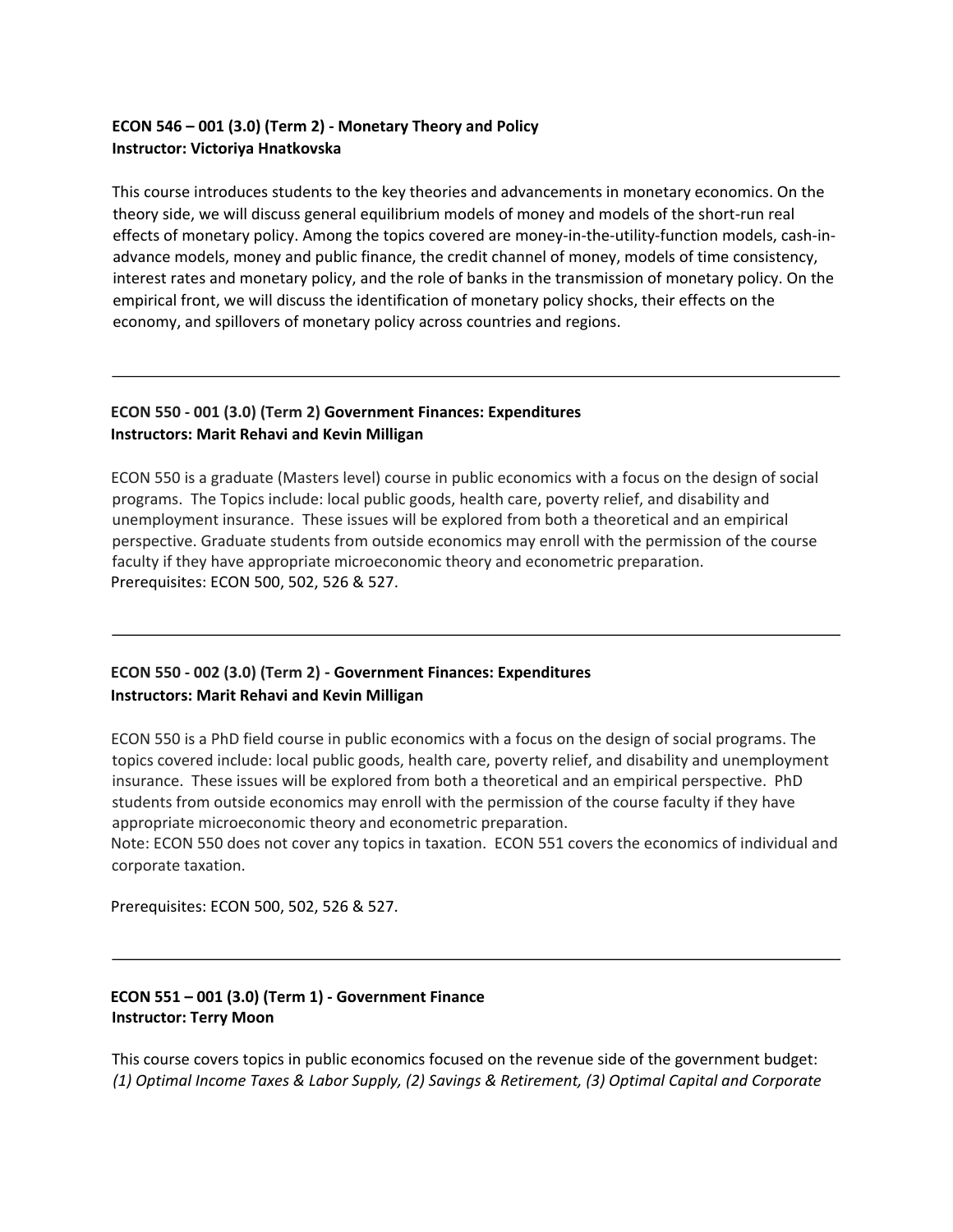**ECON 546 – 001 (3.0) (Term 2) - Monetary Theory and Policy**
**Instructor: Victoriya Hnatkovska**

This course introduces students to the key theories and advancements in monetary economics. On the theory side, we will discuss general equilibrium models of money and models of the short-run real effects of monetary policy. Among the topics covered are money-in-the-utility-function models, cash-in-advance models, money and public finance, the credit channel of money, models of time consistency, interest rates and monetary policy, and the role of banks in the transmission of monetary policy. On the empirical front, we will discuss the identification of monetary policy shocks, their effects on the economy, and spillovers of monetary policy across countries and regions.

---

**ECON 550 - 001 (3.0) (Term 2) Government Finances: Expenditures**
**Instructors: Marit Rehavi and Kevin Milligan**

ECON 550 is a graduate (Masters level) course in public economics with a focus on the design of social programs. The Topics include: local public goods, health care, poverty relief, and disability and unemployment insurance. These issues will be explored from both a theoretical and an empirical perspective. Graduate students from outside economics may enroll with the permission of the course faculty if they have appropriate microeconomic theory and econometric preparation.
Prerequisites: ECON 500, 502, 526 & 527.

---

**ECON 550 - 002 (3.0) (Term 2) - Government Finances: Expenditures**
**Instructors: Marit Rehavi and Kevin Milligan**

ECON 550 is a PhD field course in public economics with a focus on the design of social programs. The topics covered include: local public goods, health care, poverty relief, and disability and unemployment insurance. These issues will be explored from both a theoretical and an empirical perspective. PhD students from outside economics may enroll with the permission of the course faculty if they have appropriate microeconomic theory and econometric preparation.
Note: ECON 550 does not cover any topics in taxation. ECON 551 covers the economics of individual and corporate taxation.

Prerequisites: ECON 500, 502, 526 & 527.

---

**ECON 551 – 001 (3.0) (Term 1) - Government Finance**
**Instructor: Terry Moon**

This course covers topics in public economics focused on the revenue side of the government budget: *(1) Optimal Income Taxes & Labor Supply, (2) Savings & Retirement, (3) Optimal Capital and Corporate*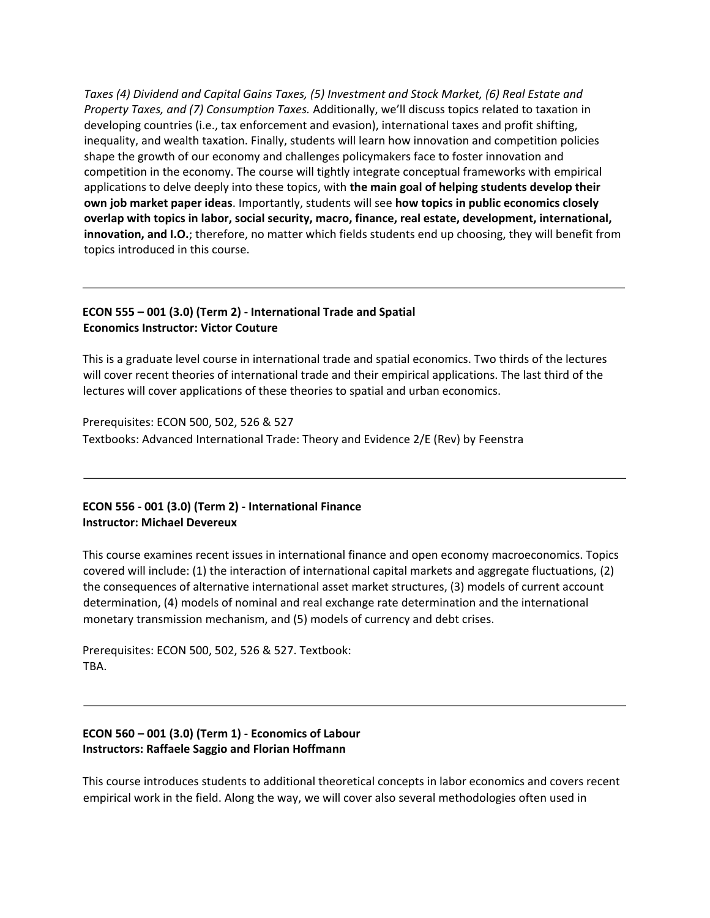*Taxes (4) Dividend and Capital Gains Taxes, (5) Investment and Stock Market, (6) Real Estate and Property Taxes, and (7) Consumption Taxes.* Additionally, we'll discuss topics related to taxation in developing countries (i.e., tax enforcement and evasion), international taxes and profit shifting, inequality, and wealth taxation. Finally, students will learn how innovation and competition policies shape the growth of our economy and challenges policymakers face to foster innovation and competition in the economy. The course will tightly integrate conceptual frameworks with empirical applications to delve deeply into these topics, with **the main goal of helping students develop their own job market paper ideas**. Importantly, students will see **how topics in public economics closely overlap with topics in labor, social security, macro, finance, real estate, development, international, innovation, and I.O.**; therefore, no matter which fields students end up choosing, they will benefit from topics introduced in this course.

---

**ECON 555 – 001 (3.0) (Term 2) - International Trade and Spatial Economics Instructor: Victor Couture**

This is a graduate level course in international trade and spatial economics. Two thirds of the lectures will cover recent theories of international trade and their empirical applications. The last third of the lectures will cover applications of these theories to spatial and urban economics.

Prerequisites: ECON 500, 502, 526 & 527
Textbooks: Advanced International Trade: Theory and Evidence 2/E (Rev) by Feenstra

---

**ECON 556 - 001 (3.0) (Term 2) - International Finance**
**Instructor: Michael Devereux**

This course examines recent issues in international finance and open economy macroeconomics. Topics covered will include: (1) the interaction of international capital markets and aggregate fluctuations, (2) the consequences of alternative international asset market structures, (3) models of current account determination, (4) models of nominal and real exchange rate determination and the international monetary transmission mechanism, and (5) models of currency and debt crises.

Prerequisites: ECON 500, 502, 526 & 527. Textbook:
TBA.

---

**ECON 560 – 001 (3.0) (Term 1) - Economics of Labour**
**Instructors: Raffaele Saggio and Florian Hoffmann**

This course introduces students to additional theoretical concepts in labor economics and covers recent empirical work in the field. Along the way, we will cover also several methodologies often used in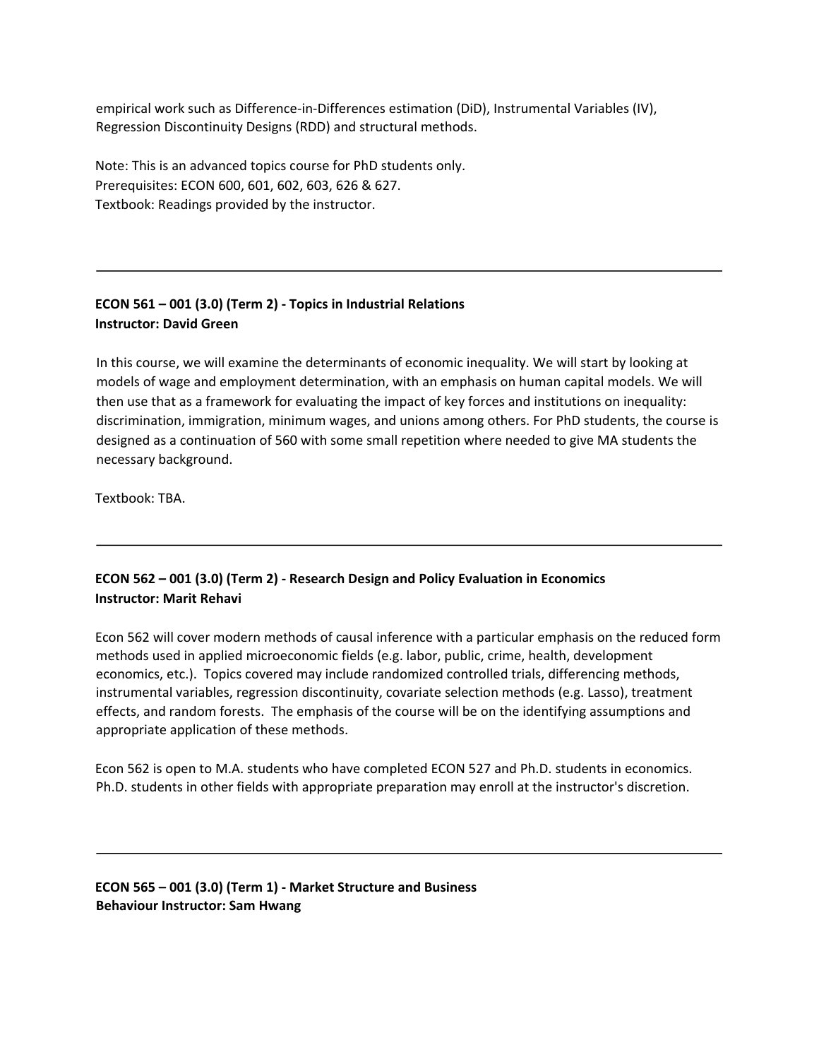empirical work such as Difference-in-Differences estimation (DiD), Instrumental Variables (IV), Regression Discontinuity Designs (RDD) and structural methods.

Note: This is an advanced topics course for PhD students only.
Prerequisites: ECON 600, 601, 602, 603, 626 & 627.
Textbook: Readings provided by the instructor.

---

**ECON 561 – 001 (3.0) (Term 2) - Topics in Industrial Relations**
**Instructor: David Green**

In this course, we will examine the determinants of economic inequality. We will start by looking at models of wage and employment determination, with an emphasis on human capital models. We will then use that as a framework for evaluating the impact of key forces and institutions on inequality: discrimination, immigration, minimum wages, and unions among others. For PhD students, the course is designed as a continuation of 560 with some small repetition where needed to give MA students the necessary background.

Textbook: TBA.

---

**ECON 562 – 001 (3.0) (Term 2) - Research Design and Policy Evaluation in Economics**
**Instructor: Marit Rehavi**

Econ 562 will cover modern methods of causal inference with a particular emphasis on the reduced form methods used in applied microeconomic fields (e.g. labor, public, crime, health, development economics, etc.). Topics covered may include randomized controlled trials, differencing methods, instrumental variables, regression discontinuity, covariate selection methods (e.g. Lasso), treatment effects, and random forests. The emphasis of the course will be on the identifying assumptions and appropriate application of these methods.

Econ 562 is open to M.A. students who have completed ECON 527 and Ph.D. students in economics. Ph.D. students in other fields with appropriate preparation may enroll at the instructor's discretion.

---

**ECON 565 – 001 (3.0) (Term 1) - Market Structure and Business**
**Behaviour Instructor: Sam Hwang**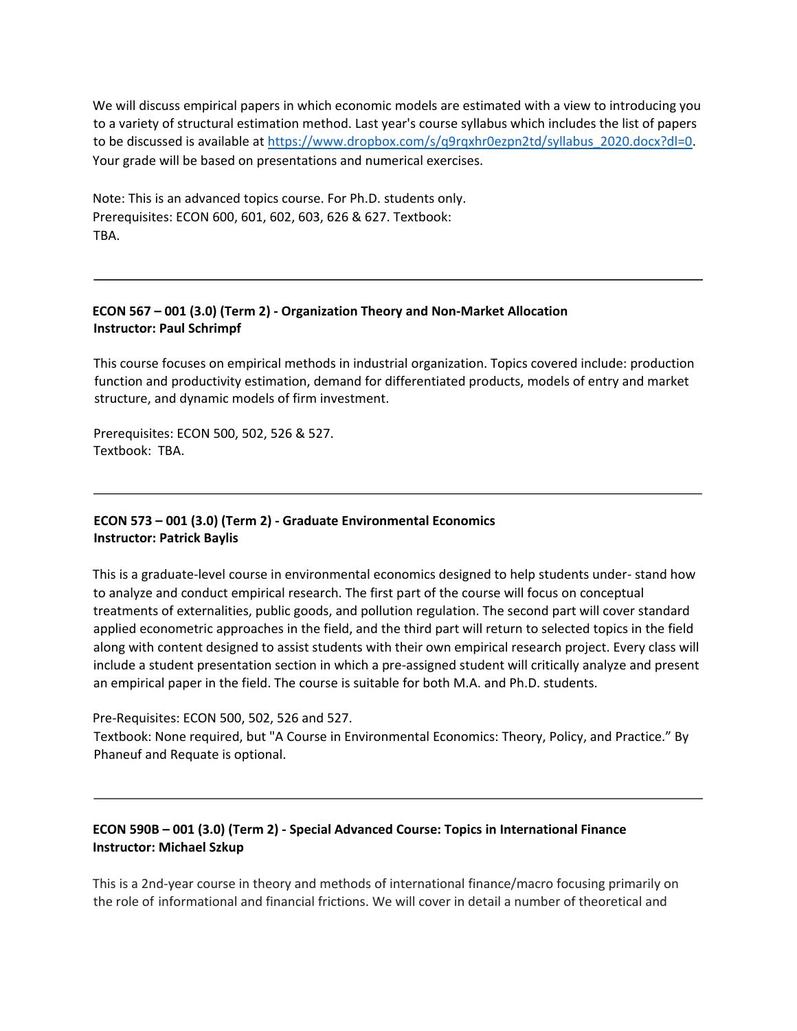We will discuss empirical papers in which economic models are estimated with a view to introducing you to a variety of structural estimation method. Last year's course syllabus which includes the list of papers to be discussed is available at https://www.dropbox.com/s/q9rqxhr0ezpn2td/syllabus_2020.docx?dl=0. Your grade will be based on presentations and numerical exercises.

Note: This is an advanced topics course. For Ph.D. students only.
Prerequisites: ECON 600, 601, 602, 603, 626 & 627. Textbook: TBA.

---

**ECON 567 – 001 (3.0) (Term 2) - Organization Theory and Non-Market Allocation**
**Instructor: Paul Schrimpf**

This course focuses on empirical methods in industrial organization. Topics covered include: production function and productivity estimation, demand for differentiated products, models of entry and market structure, and dynamic models of firm investment.

Prerequisites: ECON 500, 502, 526 & 527.
Textbook: TBA.

---

**ECON 573 – 001 (3.0) (Term 2) - Graduate Environmental Economics**
**Instructor: Patrick Baylis**

This is a graduate-level course in environmental economics designed to help students under- stand how to analyze and conduct empirical research. The first part of the course will focus on conceptual treatments of externalities, public goods, and pollution regulation. The second part will cover standard applied econometric approaches in the field, and the third part will return to selected topics in the field along with content designed to assist students with their own empirical research project. Every class will include a student presentation section in which a pre-assigned student will critically analyze and present an empirical paper in the field. The course is suitable for both M.A. and Ph.D. students.

Pre-Requisites: ECON 500, 502, 526 and 527.
Textbook: None required, but "A Course in Environmental Economics: Theory, Policy, and Practice." By Phaneuf and Requate is optional.

---

**ECON 590B – 001 (3.0) (Term 2) - Special Advanced Course: Topics in International Finance**
**Instructor: Michael Szkup**

This is a 2nd-year course in theory and methods of international finance/macro focusing primarily on the role of informational and financial frictions. We will cover in detail a number of theoretical and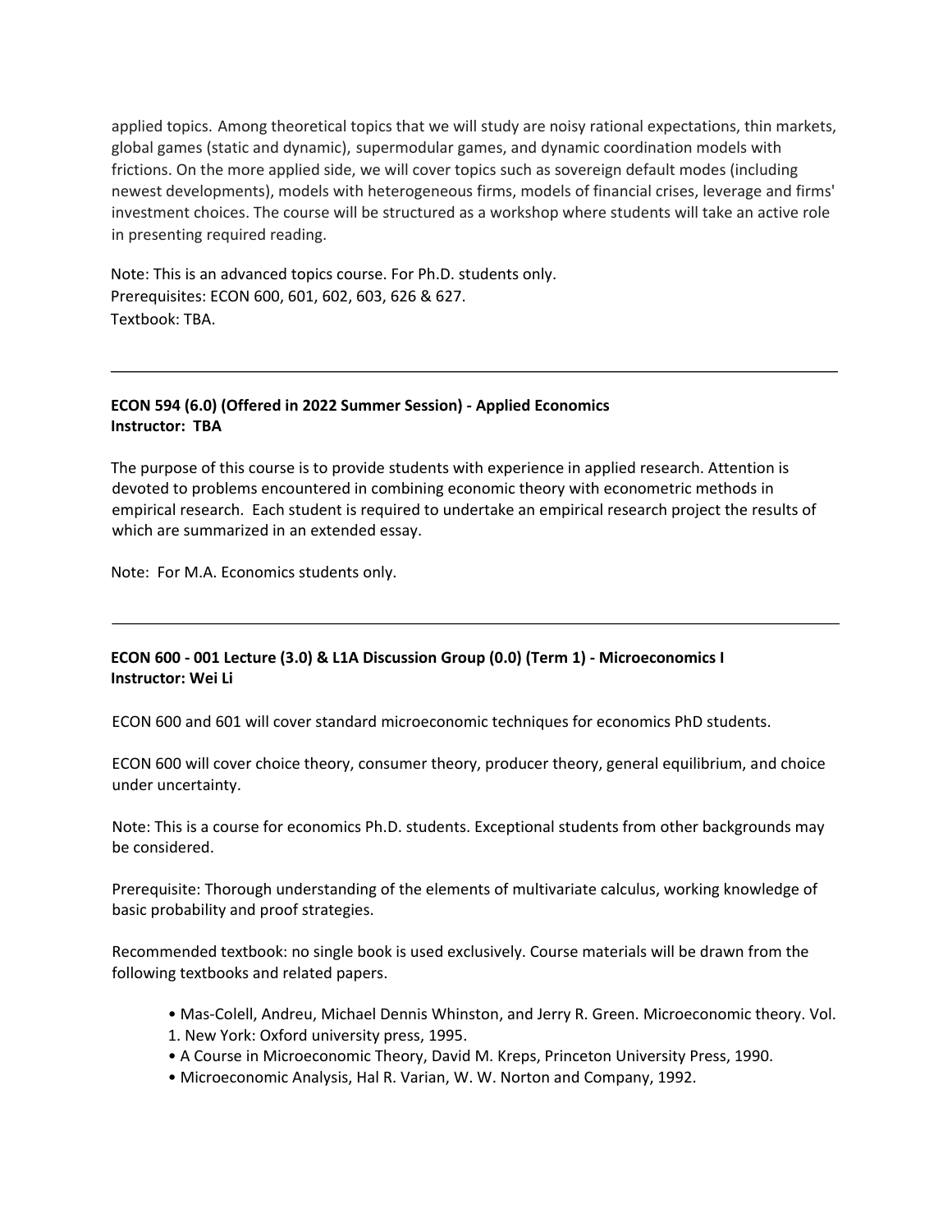applied topics. Among theoretical topics that we will study are noisy rational expectations, thin markets, global games (static and dynamic), supermodular games, and dynamic coordination models with frictions. On the more applied side, we will cover topics such as sovereign default modes (including newest developments), models with heterogeneous firms, models of financial crises, leverage and firms' investment choices. The course will be structured as a workshop where students will take an active role in presenting required reading.

Note: This is an advanced topics course. For Ph.D. students only.
Prerequisites: ECON 600, 601, 602, 603, 626 & 627.
Textbook: TBA.

---

**ECON 594 (6.0) (Offered in 2022 Summer Session) - Applied Economics**
**Instructor: TBA**

The purpose of this course is to provide students with experience in applied research. Attention is devoted to problems encountered in combining economic theory with econometric methods in empirical research. Each student is required to undertake an empirical research project the results of which are summarized in an extended essay.

Note: For M.A. Economics students only.

---

**ECON 600 - 001 Lecture (3.0) & L1A Discussion Group (0.0) (Term 1) - Microeconomics I**
**Instructor: Wei Li**

ECON 600 and 601 will cover standard microeconomic techniques for economics PhD students.

ECON 600 will cover choice theory, consumer theory, producer theory, general equilibrium, and choice under uncertainty.

Note: This is a course for economics Ph.D. students. Exceptional students from other backgrounds may be considered.

Prerequisite: Thorough understanding of the elements of multivariate calculus, working knowledge of basic probability and proof strategies.

Recommended textbook: no single book is used exclusively. Course materials will be drawn from the following textbooks and related papers.

- Mas-Colell, Andreu, Michael Dennis Whinston, and Jerry R. Green. Microeconomic theory. Vol. 1. New York: Oxford university press, 1995.
- A Course in Microeconomic Theory, David M. Kreps, Princeton University Press, 1990.
- Microeconomic Analysis, Hal R. Varian, W. W. Norton and Company, 1992.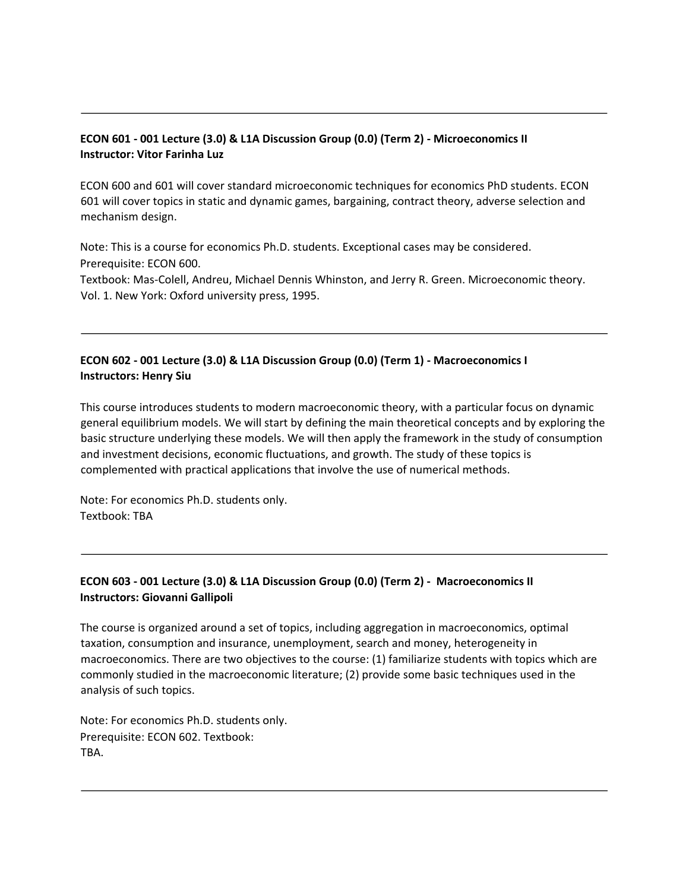---

**ECON 601 - 001 Lecture (3.0) & L1A Discussion Group (0.0) (Term 2) - Microeconomics II**
**Instructor: Vitor Farinha Luz**

ECON 600 and 601 will cover standard microeconomic techniques for economics PhD students. ECON 601 will cover topics in static and dynamic games, bargaining, contract theory, adverse selection and mechanism design.

Note: This is a course for economics Ph.D. students. Exceptional cases may be considered.
Prerequisite: ECON 600.
Textbook: Mas-Colell, Andreu, Michael Dennis Whinston, and Jerry R. Green. Microeconomic theory. Vol. 1. New York: Oxford university press, 1995.

---

**ECON 602 - 001 Lecture (3.0) & L1A Discussion Group (0.0) (Term 1) - Macroeconomics I**
**Instructors: Henry Siu**

This course introduces students to modern macroeconomic theory, with a particular focus on dynamic general equilibrium models. We will start by defining the main theoretical concepts and by exploring the basic structure underlying these models. We will then apply the framework in the study of consumption and investment decisions, economic fluctuations, and growth. The study of these topics is complemented with practical applications that involve the use of numerical methods.

Note: For economics Ph.D. students only.
Textbook: TBA

---

**ECON 603 - 001 Lecture (3.0) & L1A Discussion Group (0.0) (Term 2) - Macroeconomics II**
**Instructors: Giovanni Gallipoli**

The course is organized around a set of topics, including aggregation in macroeconomics, optimal taxation, consumption and insurance, unemployment, search and money, heterogeneity in macroeconomics. There are two objectives to the course: (1) familiarize students with topics which are commonly studied in the macroeconomic literature; (2) provide some basic techniques used in the analysis of such topics.

Note: For economics Ph.D. students only.
Prerequisite: ECON 602. Textbook:
TBA.

---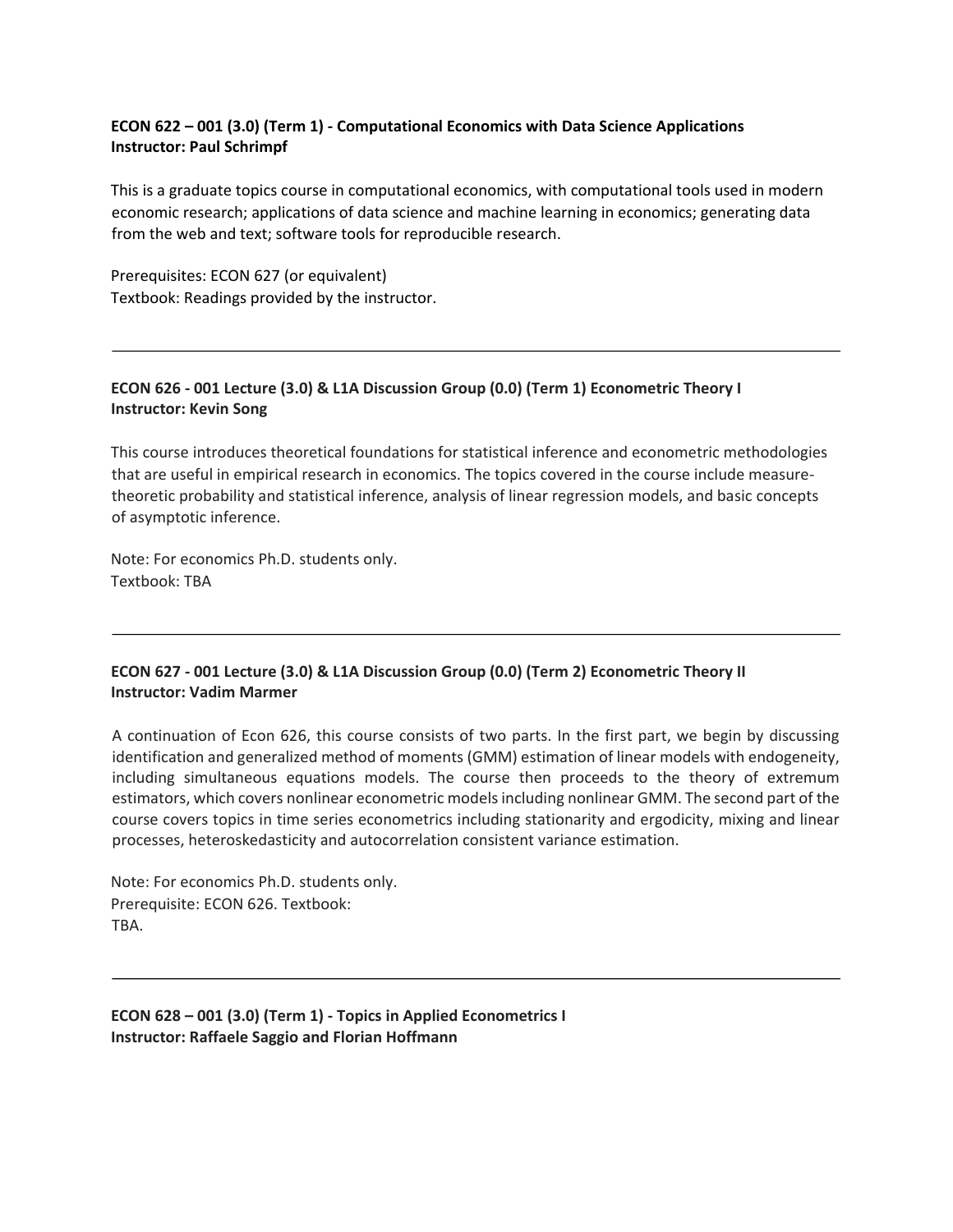**ECON 622 – 001 (3.0) (Term 1) - Computational Economics with Data Science Applications**
**Instructor: Paul Schrimpf**

This is a graduate topics course in computational economics, with computational tools used in modern economic research; applications of data science and machine learning in economics; generating data from the web and text; software tools for reproducible research.

Prerequisites: ECON 627 (or equivalent)
Textbook: Readings provided by the instructor.

---

**ECON 626 - 001 Lecture (3.0) & L1A Discussion Group (0.0) (Term 1) Econometric Theory I**
**Instructor: Kevin Song**

This course introduces theoretical foundations for statistical inference and econometric methodologies that are useful in empirical research in economics. The topics covered in the course include measure-theoretic probability and statistical inference, analysis of linear regression models, and basic concepts of asymptotic inference.

Note: For economics Ph.D. students only.
Textbook: TBA

---

**ECON 627 - 001 Lecture (3.0) & L1A Discussion Group (0.0) (Term 2) Econometric Theory II**
**Instructor: Vadim Marmer**

A continuation of Econ 626, this course consists of two parts. In the first part, we begin by discussing identification and generalized method of moments (GMM) estimation of linear models with endogeneity, including simultaneous equations models. The course then proceeds to the theory of extremum estimators, which covers nonlinear econometric models including nonlinear GMM. The second part of the course covers topics in time series econometrics including stationarity and ergodicity, mixing and linear processes, heteroskedasticity and autocorrelation consistent variance estimation.

Note: For economics Ph.D. students only.
Prerequisite: ECON 626. Textbook:
TBA.

---

**ECON 628 – 001 (3.0) (Term 1) - Topics in Applied Econometrics I**
**Instructor: Raffaele Saggio and Florian Hoffmann**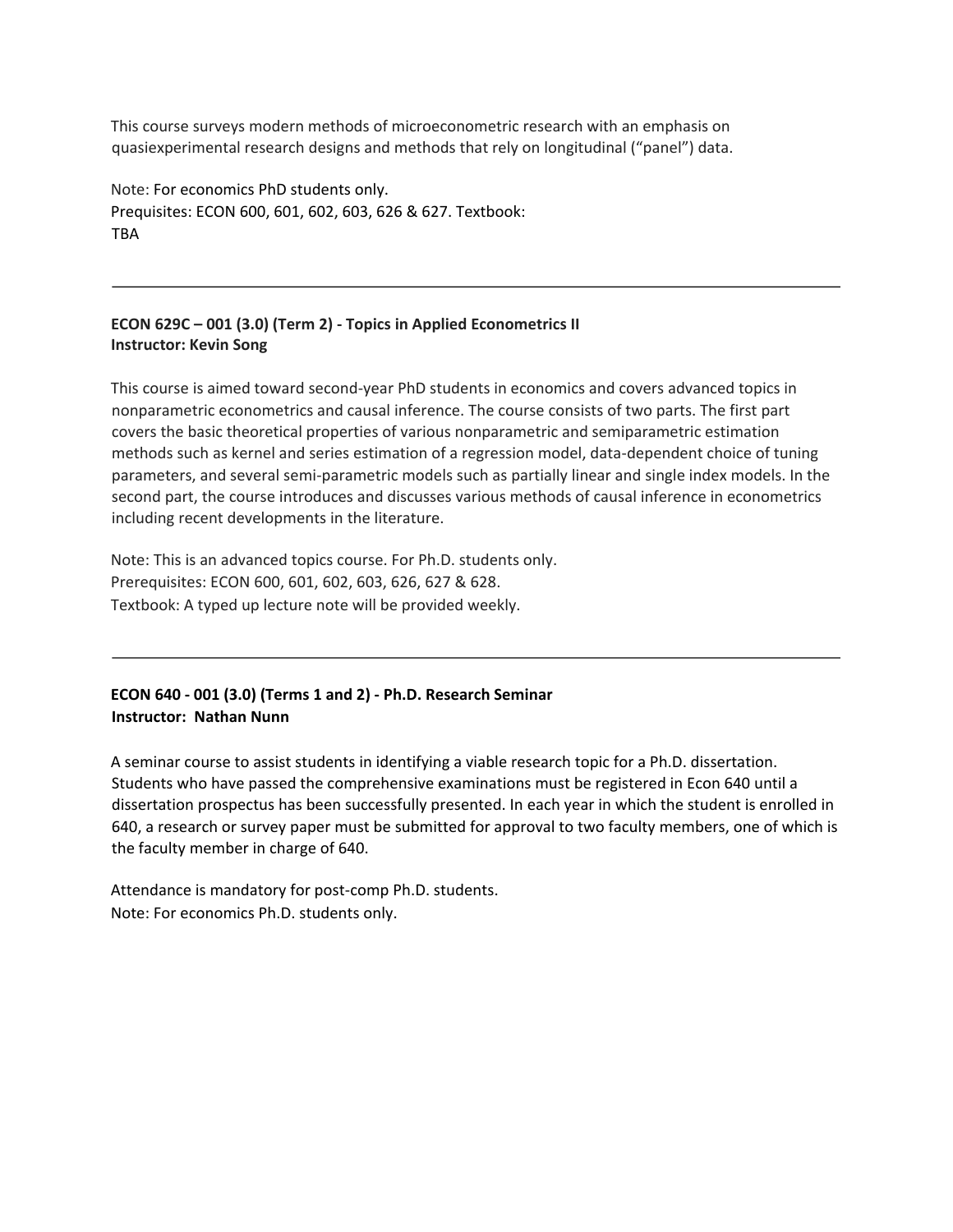This course surveys modern methods of microeconometric research with an emphasis on quasiexperimental research designs and methods that rely on longitudinal ("panel") data.

Note: For economics PhD students only.
Prerequisites: ECON 600, 601, 602, 603, 626 & 627. Textbook: TBA

---

**ECON 629C – 001 (3.0) (Term 2) - Topics in Applied Econometrics II**
**Instructor: Kevin Song**

This course is aimed toward second-year PhD students in economics and covers advanced topics in nonparametric econometrics and causal inference. The course consists of two parts. The first part covers the basic theoretical properties of various nonparametric and semiparametric estimation methods such as kernel and series estimation of a regression model, data-dependent choice of tuning parameters, and several semi-parametric models such as partially linear and single index models. In the second part, the course introduces and discusses various methods of causal inference in econometrics including recent developments in the literature.

Note: This is an advanced topics course. For Ph.D. students only.
Prerequisites: ECON 600, 601, 602, 603, 626, 627 & 628.
Textbook: A typed up lecture note will be provided weekly.

---

**ECON 640 - 001 (3.0) (Terms 1 and 2) - Ph.D. Research Seminar**
**Instructor: Nathan Nunn**

A seminar course to assist students in identifying a viable research topic for a Ph.D. dissertation. Students who have passed the comprehensive examinations must be registered in Econ 640 until a dissertation prospectus has been successfully presented. In each year in which the student is enrolled in 640, a research or survey paper must be submitted for approval to two faculty members, one of which is the faculty member in charge of 640.

Attendance is mandatory for post-comp Ph.D. students.
Note: For economics Ph.D. students only.